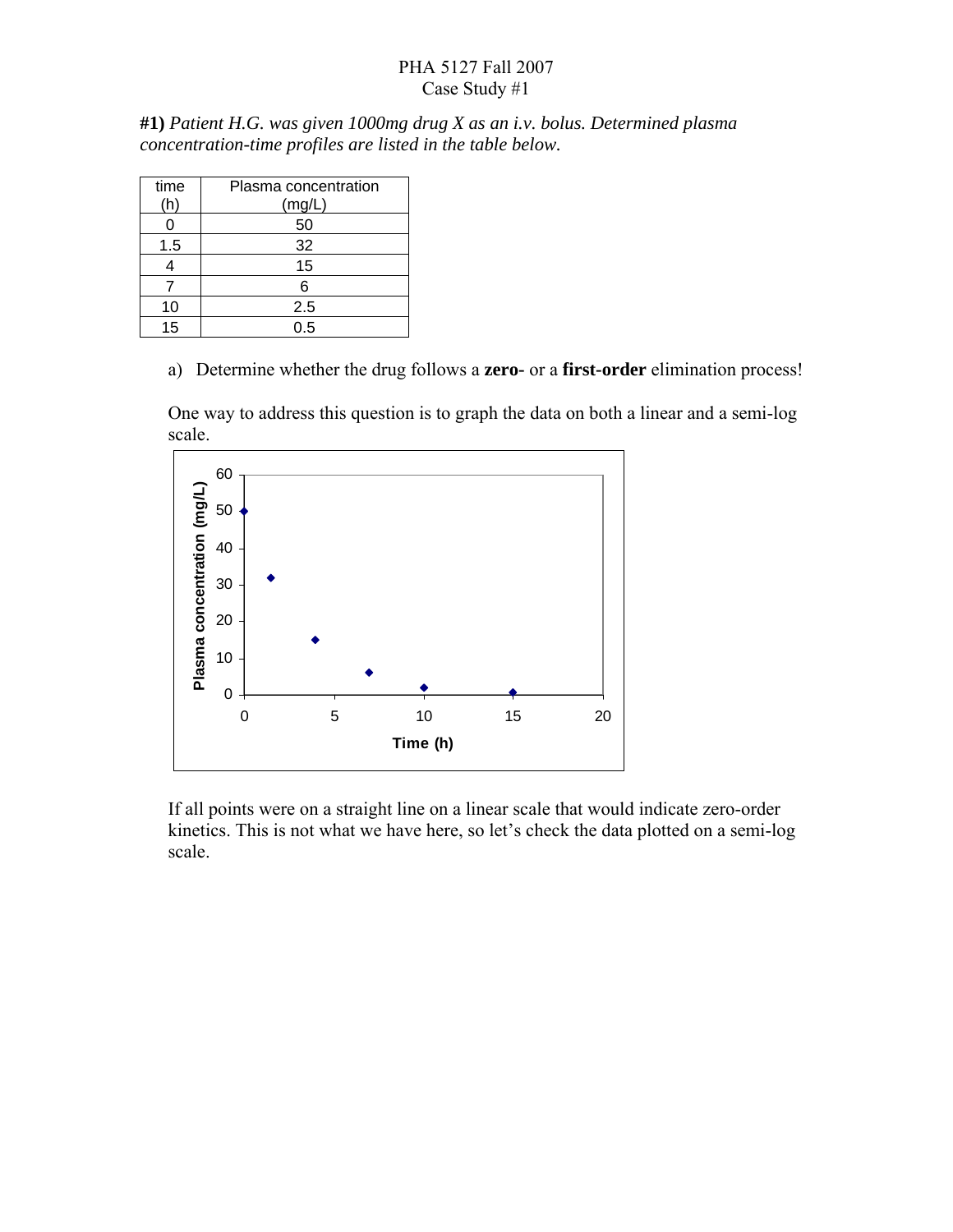PHA 5127 Fall 2007

Case Study #1

**#1)** *Patient H.G. was given 1000mg drug X as an i.v. bolus. Determined plasma concentration-time profiles are listed in the table below.*

| time (h) | Plasma concentration (mg/L) |
|---|---|
| 0 | 50 |
| 1.5 | 32 |
| 4 | 15 |
| 7 | 6 |
| 10 | 2.5 |
| 15 | 0.5 |

a) Determine whether the drug follows a **zero-** or a **first-order** elimination process!

One way to address this question is to graph the data on both a linear and a semi-log scale.

If all points were on a straight line on a linear scale that would indicate zero-order kinetics. This is not what we have here, so let's check the data plotted on a semi-log scale.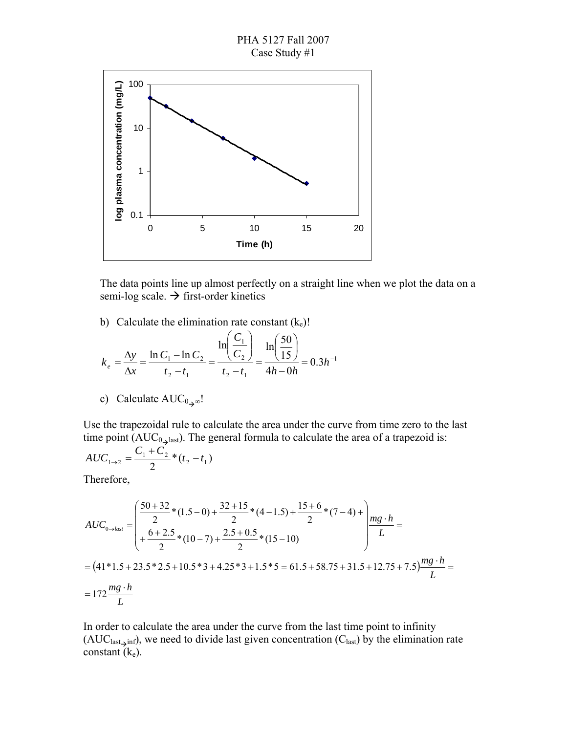The data points line up almost perfectly on a straight line when we plot the data on a semi-log scale. → first-order kinetics

b) Calculate the elimination rate constant ($k_e$)!

$$k_e = \frac{\Delta y}{\Delta x} = \frac{\ln C_1 - \ln C_2}{t_2 - t_1} = \frac{\ln\left(\frac{C_1}{C_2}\right)}{t_2 - t_1} = \frac{\ln\left(\frac{50}{15}\right)}{4h - 0h} = 0.3h^{-1}$$

c) Calculate $AUC_{0\rightarrow\infty}$!

Use the trapezoidal rule to calculate the area under the curve from time zero to the last time point ($AUC_{0\rightarrow last}$). The general formula to calculate the area of a trapezoid is:

$$AUC_{1\rightarrow 2} = \frac{C_1 + C_2}{2} * (t_2 - t_1)$$

Therefore,

$$AUC_{0\rightarrow last} = \left( \frac{50+32}{2} * (1.5-0) + \frac{32+15}{2} * (4-1.5) + \frac{15+6}{2} * (7-4) + \frac{6+2.5}{2} * (10-7) + \frac{2.5+0.5}{2} * (15-10) \right) \frac{mg \cdot h}{L} =$$

$$= (41 * 1.5 + 23.5 * 2.5 + 10.5 * 3 + 4.25 * 3 + 1.5 * 5 = 61.5 + 58.75 + 31.5 + 12.75 + 7.5) \frac{mg \cdot h}{L} =$$

$$= 172 \frac{mg \cdot h}{L}$$

In order to calculate the area under the curve from the last time point to infinity ($AUC_{last\rightarrow inf}$), we need to divide last given concentration ($C_{last}$) by the elimination rate constant ($k_e$).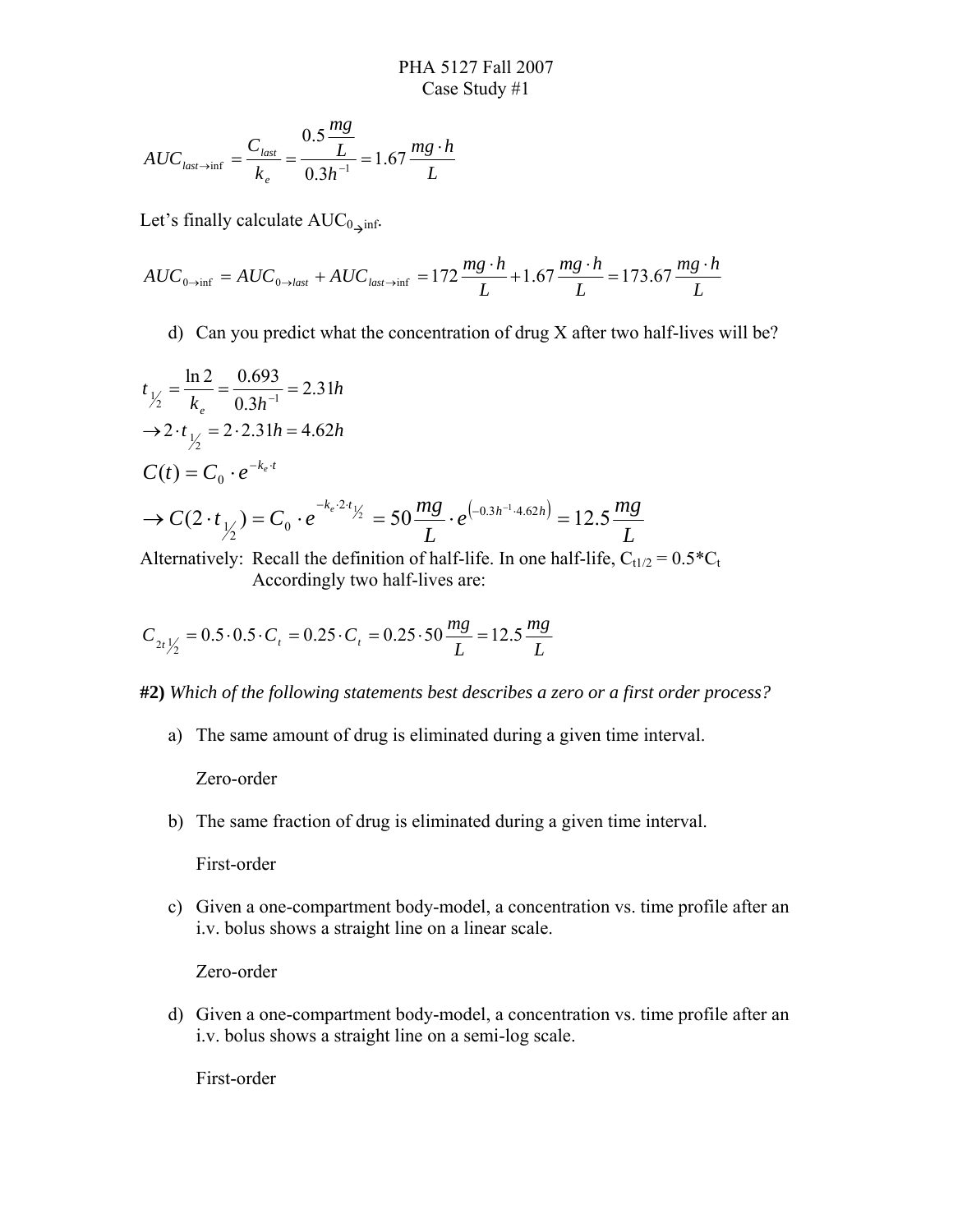$$AUC_{last \to \inf} = \frac{C_{last}}{k_e} = \frac{0.5\,\frac{mg}{L}}{0.3h^{-1}} = 1.67\,\frac{mg \cdot h}{L}$$

Let's finally calculate $AUC_{0 \to \inf}$.

$$AUC_{0 \to \inf} = AUC_{0 \to last} + AUC_{last \to \inf} = 172\,\frac{mg \cdot h}{L} + 1.67\,\frac{mg \cdot h}{L} = 173.67\,\frac{mg \cdot h}{L}$$

d) Can you predict what the concentration of drug X after two half-lives will be?

$$t_{1/2} = \frac{\ln 2}{k_e} = \frac{0.693}{0.3h^{-1}} = 2.31h$$

$$\rightarrow 2 \cdot t_{1/2} = 2 \cdot 2.31h = 4.62h$$

$$C(t) = C_0 \cdot e^{-k_e \cdot t}$$

$$\rightarrow C(2 \cdot t_{1/2}) = C_0 \cdot e^{-k_e \cdot 2 \cdot t_{1/2}} = 50\,\frac{mg}{L} \cdot e^{\left(-0.3h^{-1} \cdot 4.62h\right)} = 12.5\,\frac{mg}{L}$$

Alternatively: Recall the definition of half-life. In one half-life, $C_{t1/2} = 0.5 \cdot C_t$
Accordingly two half-lives are:

$$C_{2t1/2} = 0.5 \cdot 0.5 \cdot C_t = 0.25 \cdot C_t = 0.25 \cdot 50\,\frac{mg}{L} = 12.5\,\frac{mg}{L}$$

**#2)** *Which of the following statements best describes a zero or a first order process?*

a) The same amount of drug is eliminated during a given time interval.

   Zero-order

b) The same fraction of drug is eliminated during a given time interval.

   First-order

c) Given a one-compartment body-model, a concentration vs. time profile after an i.v. bolus shows a straight line on a linear scale.

   Zero-order

d) Given a one-compartment body-model, a concentration vs. time profile after an i.v. bolus shows a straight line on a semi-log scale.

   First-order